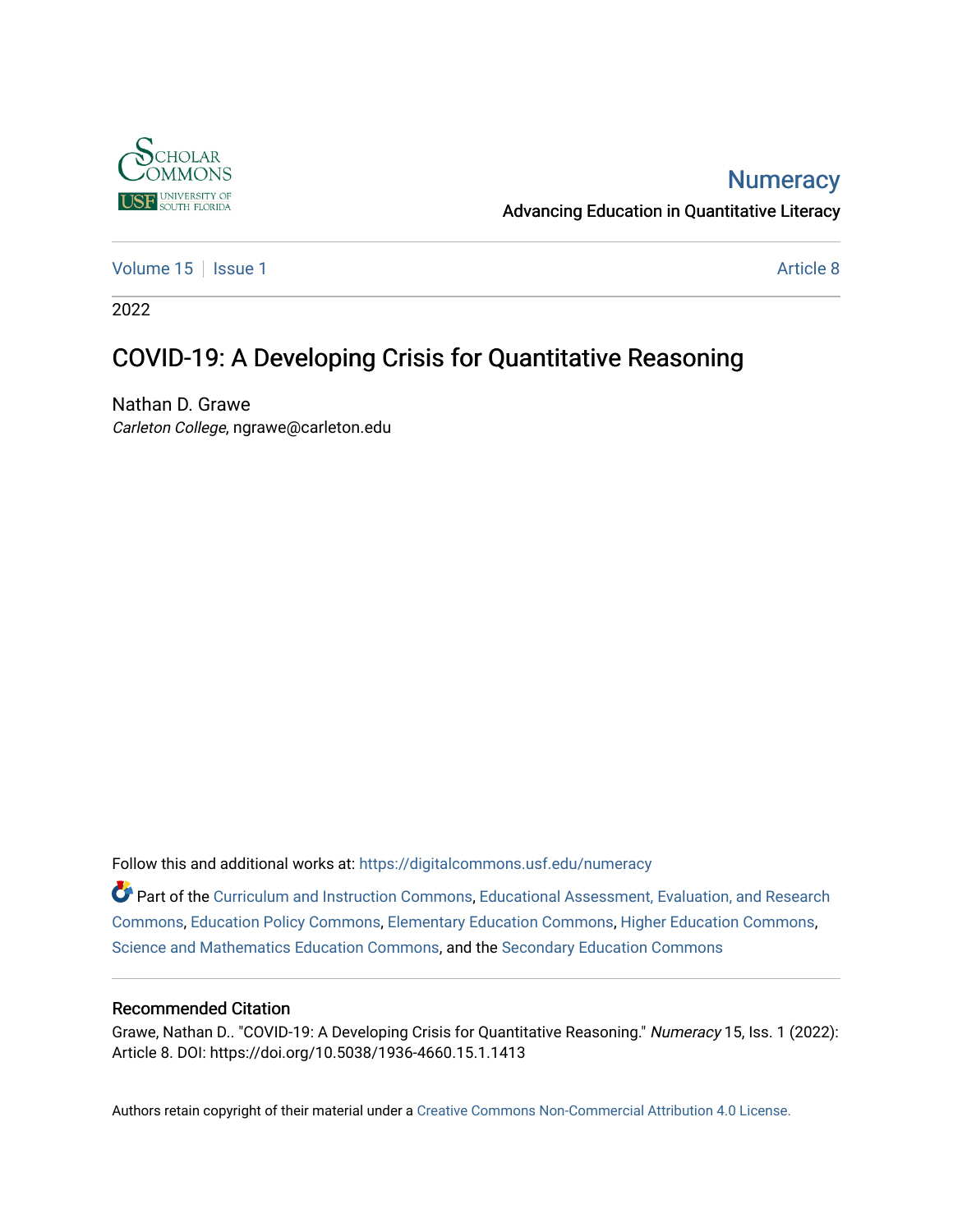# Numeracy

Advancing Education in Quantitative Literacy

Volume 15 | Issue 1 | Article 8

2022

## COVID-19: A Developing Crisis for Quantitative Reasoning

Nathan D. Grawe
*Carleton College*, ngrawe@carleton.edu

Follow this and additional works at: https://digitalcommons.usf.edu/numeracy

Part of the Curriculum and Instruction Commons, Educational Assessment, Evaluation, and Research Commons, Education Policy Commons, Elementary Education Commons, Higher Education Commons, Science and Mathematics Education Commons, and the Secondary Education Commons

### Recommended Citation

Grawe, Nathan D.. "COVID-19: A Developing Crisis for Quantitative Reasoning." *Numeracy* 15, Iss. 1 (2022): Article 8. DOI: https://doi.org/10.5038/1936-4660.15.1.1413

Authors retain copyright of their material under a Creative Commons Non-Commercial Attribution 4.0 License.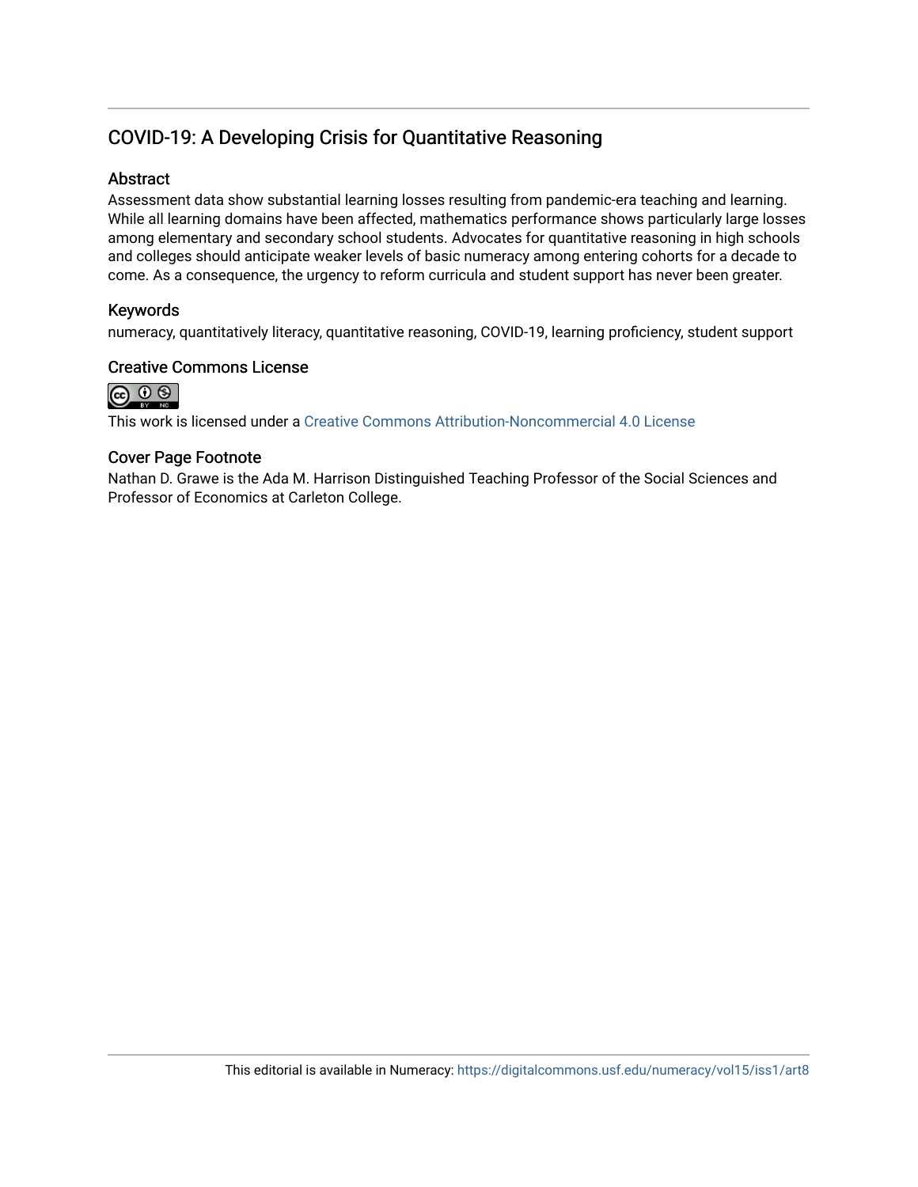# COVID-19: A Developing Crisis for Quantitative Reasoning

## Abstract

Assessment data show substantial learning losses resulting from pandemic-era teaching and learning. While all learning domains have been affected, mathematics performance shows particularly large losses among elementary and secondary school students. Advocates for quantitative reasoning in high schools and colleges should anticipate weaker levels of basic numeracy among entering cohorts for a decade to come. As a consequence, the urgency to reform curricula and student support has never been greater.

## Keywords

numeracy, quantitatively literacy, quantitative reasoning, COVID-19, learning proficiency, student support

## Creative Commons License

This work is licensed under a Creative Commons Attribution-Noncommercial 4.0 License

## Cover Page Footnote

Nathan D. Grawe is the Ada M. Harrison Distinguished Teaching Professor of the Social Sciences and Professor of Economics at Carleton College.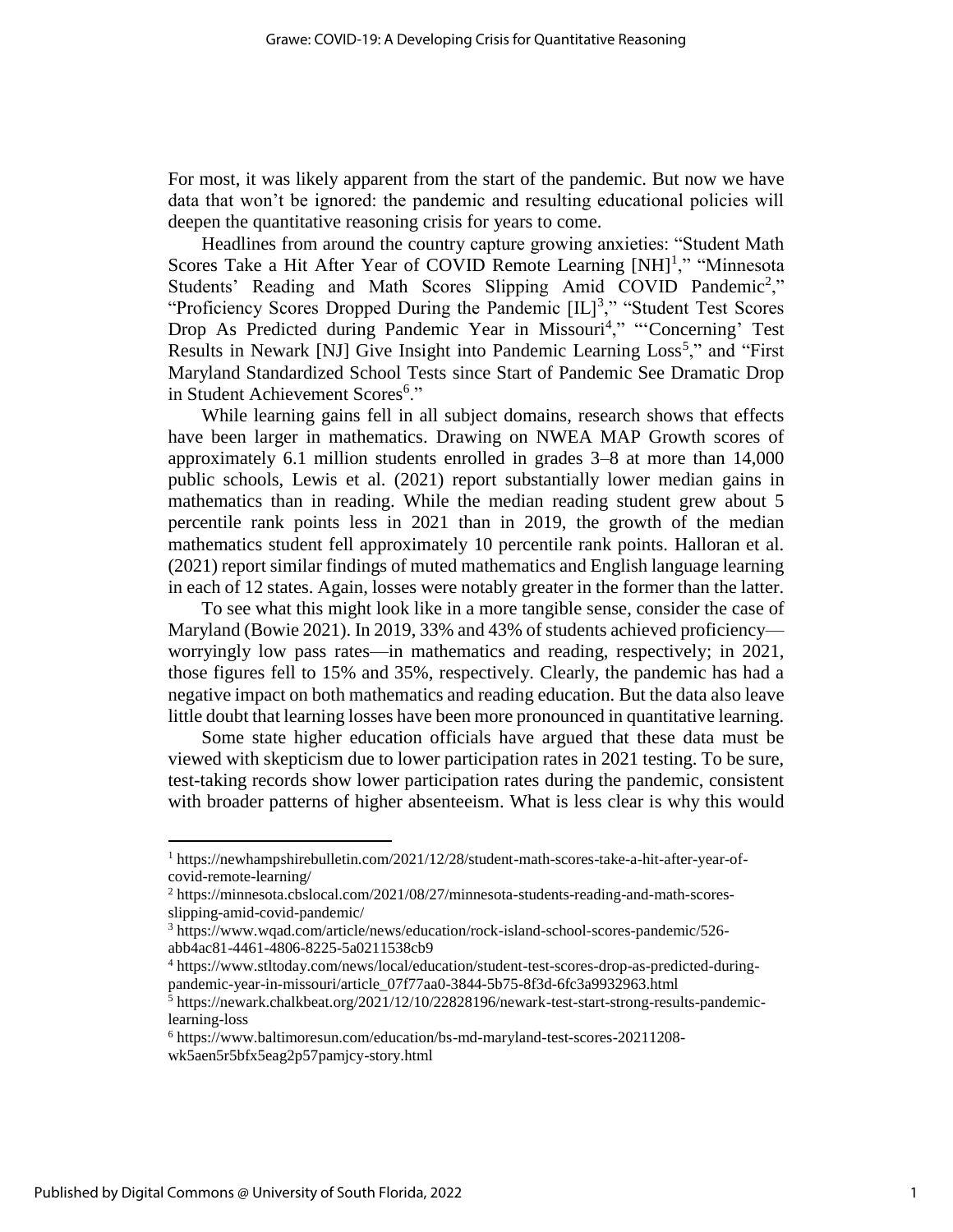For most, it was likely apparent from the start of the pandemic. But now we have data that won't be ignored: the pandemic and resulting educational policies will deepen the quantitative reasoning crisis for years to come.

Headlines from around the country capture growing anxieties: "Student Math Scores Take a Hit After Year of COVID Remote Learning [NH][1]," "Minnesota Students' Reading and Math Scores Slipping Amid COVID Pandemic[2]," "Proficiency Scores Dropped During the Pandemic [IL][3]," "Student Test Scores Drop As Predicted during Pandemic Year in Missouri[4]," "'Concerning' Test Results in Newark [NJ] Give Insight into Pandemic Learning Loss[5]," and "First Maryland Standardized School Tests since Start of Pandemic See Dramatic Drop in Student Achievement Scores[6]."

While learning gains fell in all subject domains, research shows that effects have been larger in mathematics. Drawing on NWEA MAP Growth scores of approximately 6.1 million students enrolled in grades 3–8 at more than 14,000 public schools, Lewis et al. (2021) report substantially lower median gains in mathematics than in reading. While the median reading student grew about 5 percentile rank points less in 2021 than in 2019, the growth of the median mathematics student fell approximately 10 percentile rank points. Halloran et al. (2021) report similar findings of muted mathematics and English language learning in each of 12 states. Again, losses were notably greater in the former than the latter.

To see what this might look like in a more tangible sense, consider the case of Maryland (Bowie 2021). In 2019, 33% and 43% of students achieved proficiency—worryingly low pass rates—in mathematics and reading, respectively; in 2021, those figures fell to 15% and 35%, respectively. Clearly, the pandemic has had a negative impact on both mathematics and reading education. But the data also leave little doubt that learning losses have been more pronounced in quantitative learning.

Some state higher education officials have argued that these data must be viewed with skepticism due to lower participation rates in 2021 testing. To be sure, test-taking records show lower participation rates during the pandemic, consistent with broader patterns of higher absenteeism. What is less clear is why this would

---

[1] https://newhampshirebulletin.com/2021/12/28/student-math-scores-take-a-hit-after-year-of-covid-remote-learning/

[2] https://minnesota.cbslocal.com/2021/08/27/minnesota-students-reading-and-math-scores-slipping-amid-covid-pandemic/

[3] https://www.wqad.com/article/news/education/rock-island-school-scores-pandemic/526-abb4ac81-4461-4806-8225-5a0211538cb9

[4] https://www.stltoday.com/news/local/education/student-test-scores-drop-as-predicted-during-pandemic-year-in-missouri/article_07f77aa0-3844-5b75-8f3d-6fc3a9932963.html

[5] https://newark.chalkbeat.org/2021/12/10/22828196/newark-test-start-strong-results-pandemic-learning-loss

[6] https://www.baltimoresun.com/education/bs-md-maryland-test-scores-20211208-wk5aen5r5bfx5eag2p57pamjcy-story.html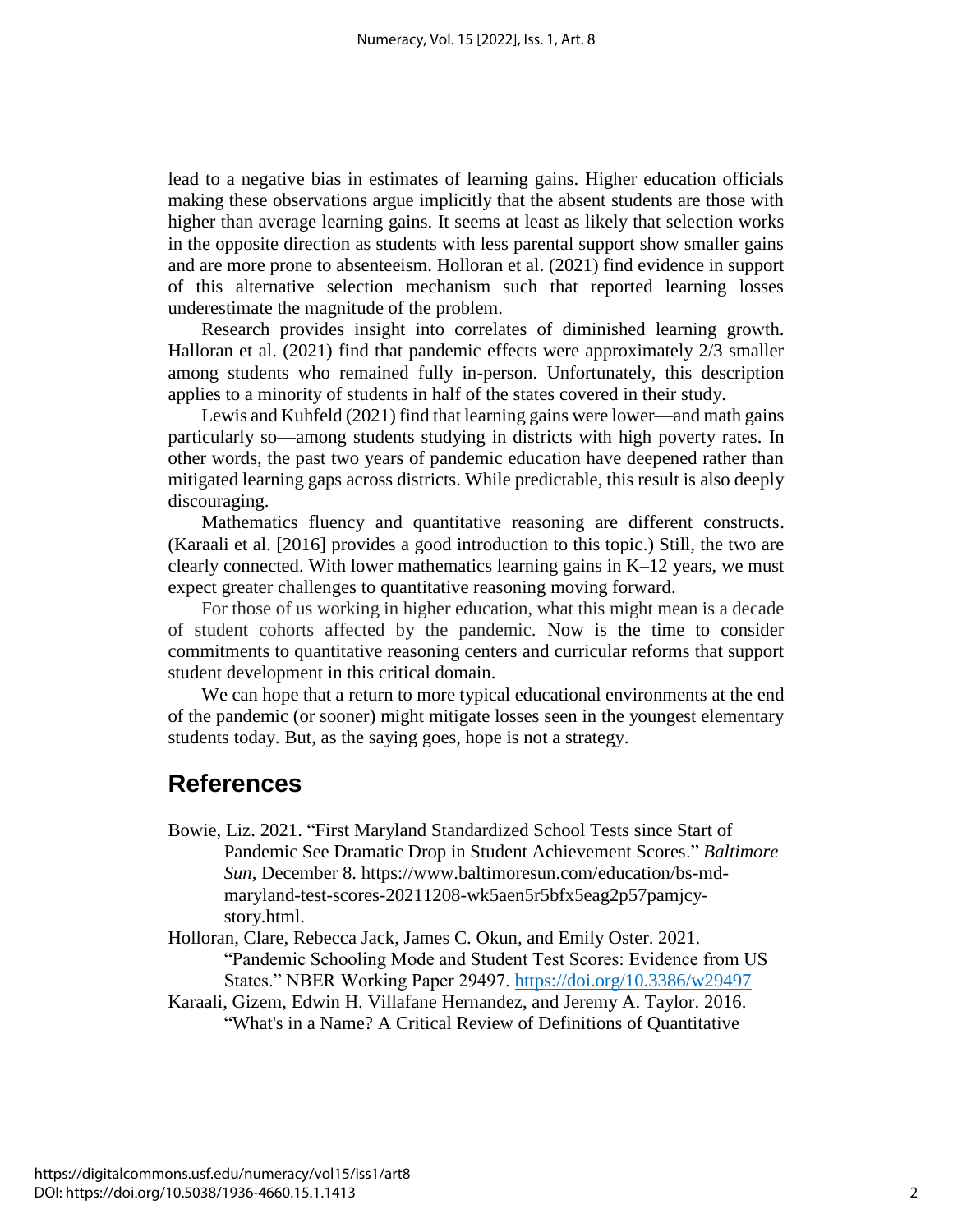lead to a negative bias in estimates of learning gains. Higher education officials making these observations argue implicitly that the absent students are those with higher than average learning gains. It seems at least as likely that selection works in the opposite direction as students with less parental support show smaller gains and are more prone to absenteeism. Holloran et al. (2021) find evidence in support of this alternative selection mechanism such that reported learning losses underestimate the magnitude of the problem.

Research provides insight into correlates of diminished learning growth. Halloran et al. (2021) find that pandemic effects were approximately 2/3 smaller among students who remained fully in-person. Unfortunately, this description applies to a minority of students in half of the states covered in their study.

Lewis and Kuhfeld (2021) find that learning gains were lower—and math gains particularly so—among students studying in districts with high poverty rates. In other words, the past two years of pandemic education have deepened rather than mitigated learning gaps across districts. While predictable, this result is also deeply discouraging.

Mathematics fluency and quantitative reasoning are different constructs. (Karaali et al. [2016] provides a good introduction to this topic.) Still, the two are clearly connected. With lower mathematics learning gains in K–12 years, we must expect greater challenges to quantitative reasoning moving forward.

For those of us working in higher education, what this might mean is a decade of student cohorts affected by the pandemic. Now is the time to consider commitments to quantitative reasoning centers and curricular reforms that support student development in this critical domain.

We can hope that a return to more typical educational environments at the end of the pandemic (or sooner) might mitigate losses seen in the youngest elementary students today. But, as the saying goes, hope is not a strategy.

## References

Bowie, Liz. 2021. "First Maryland Standardized School Tests since Start of Pandemic See Dramatic Drop in Student Achievement Scores." *Baltimore Sun*, December 8. https://www.baltimoresun.com/education/bs-md-maryland-test-scores-20211208-wk5aen5r5bfx5eag2p57pamjcy-story.html.

Holloran, Clare, Rebecca Jack, James C. Okun, and Emily Oster. 2021. "Pandemic Schooling Mode and Student Test Scores: Evidence from US States." NBER Working Paper 29497. https://doi.org/10.3386/w29497

Karaali, Gizem, Edwin H. Villafane Hernandez, and Jeremy A. Taylor. 2016. "What's in a Name? A Critical Review of Definitions of Quantitative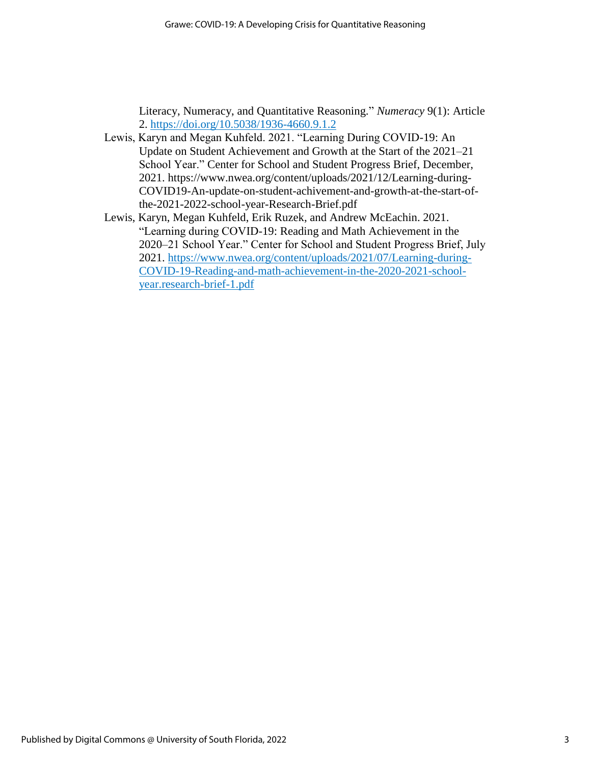Literacy, Numeracy, and Quantitative Reasoning." *Numeracy* 9(1): Article 2. https://doi.org/10.5038/1936-4660.9.1.2

Lewis, Karyn and Megan Kuhfeld. 2021. "Learning During COVID-19: An Update on Student Achievement and Growth at the Start of the 2021–21 School Year." Center for School and Student Progress Brief, December, 2021. https://www.nwea.org/content/uploads/2021/12/Learning-during-COVID19-An-update-on-student-achivement-and-growth-at-the-start-of-the-2021-2022-school-year-Research-Brief.pdf

Lewis, Karyn, Megan Kuhfeld, Erik Ruzek, and Andrew McEachin. 2021. "Learning during COVID-19: Reading and Math Achievement in the 2020–21 School Year." Center for School and Student Progress Brief, July 2021. https://www.nwea.org/content/uploads/2021/07/Learning-during-COVID-19-Reading-and-math-achievement-in-the-2020-2021-school-year.research-brief-1.pdf